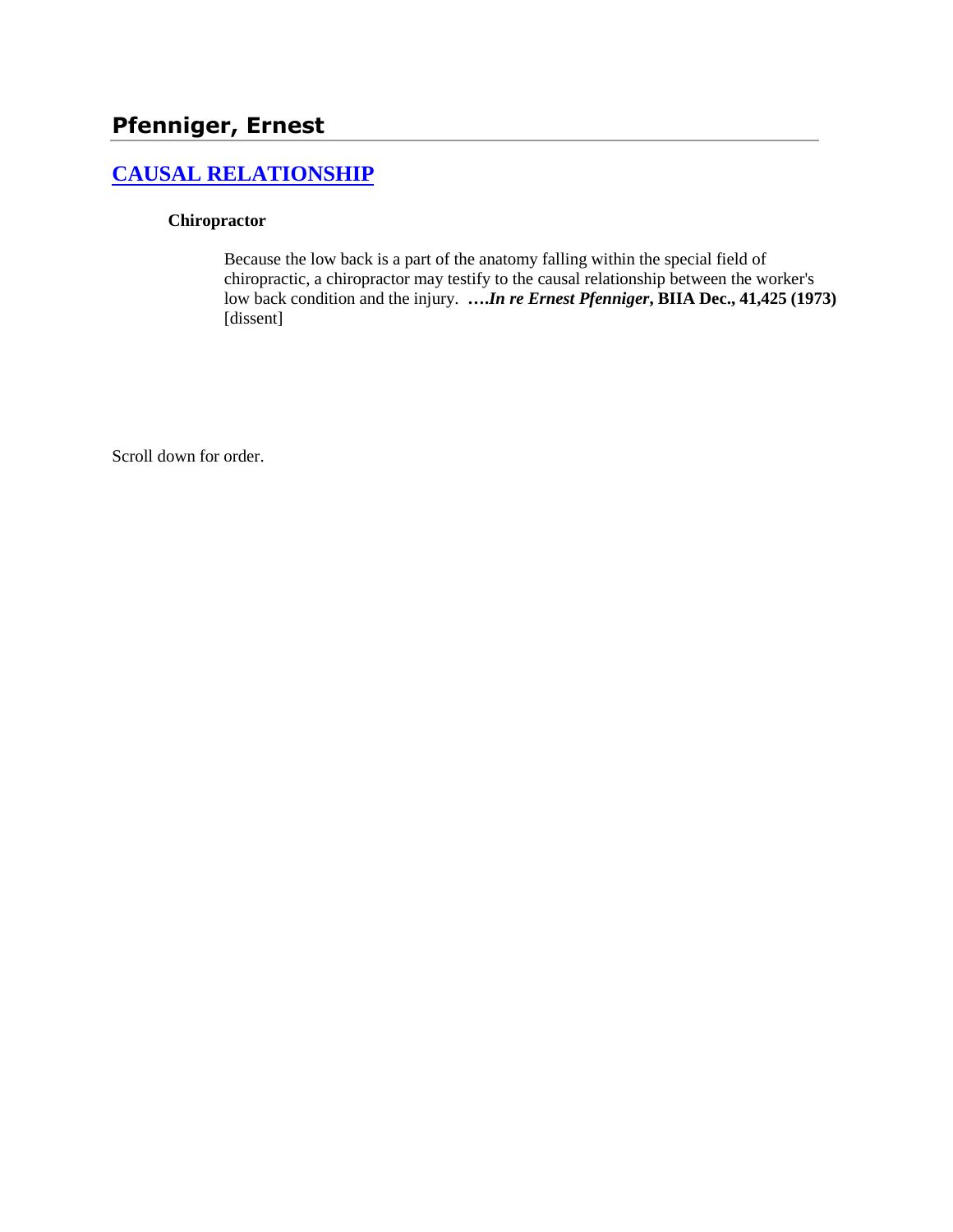# Pfenniger, Ernest

## CAUSAL RELATIONSHIP

### Chiropractor

Because the low back is a part of the anatomy falling within the special field of chiropractic, a chiropractor may testify to the causal relationship between the worker's low back condition and the injury. ****….In re Ernest Pfenniger*, BIIA Dec., 41,425 (1973)** [dissent]

Scroll down for order.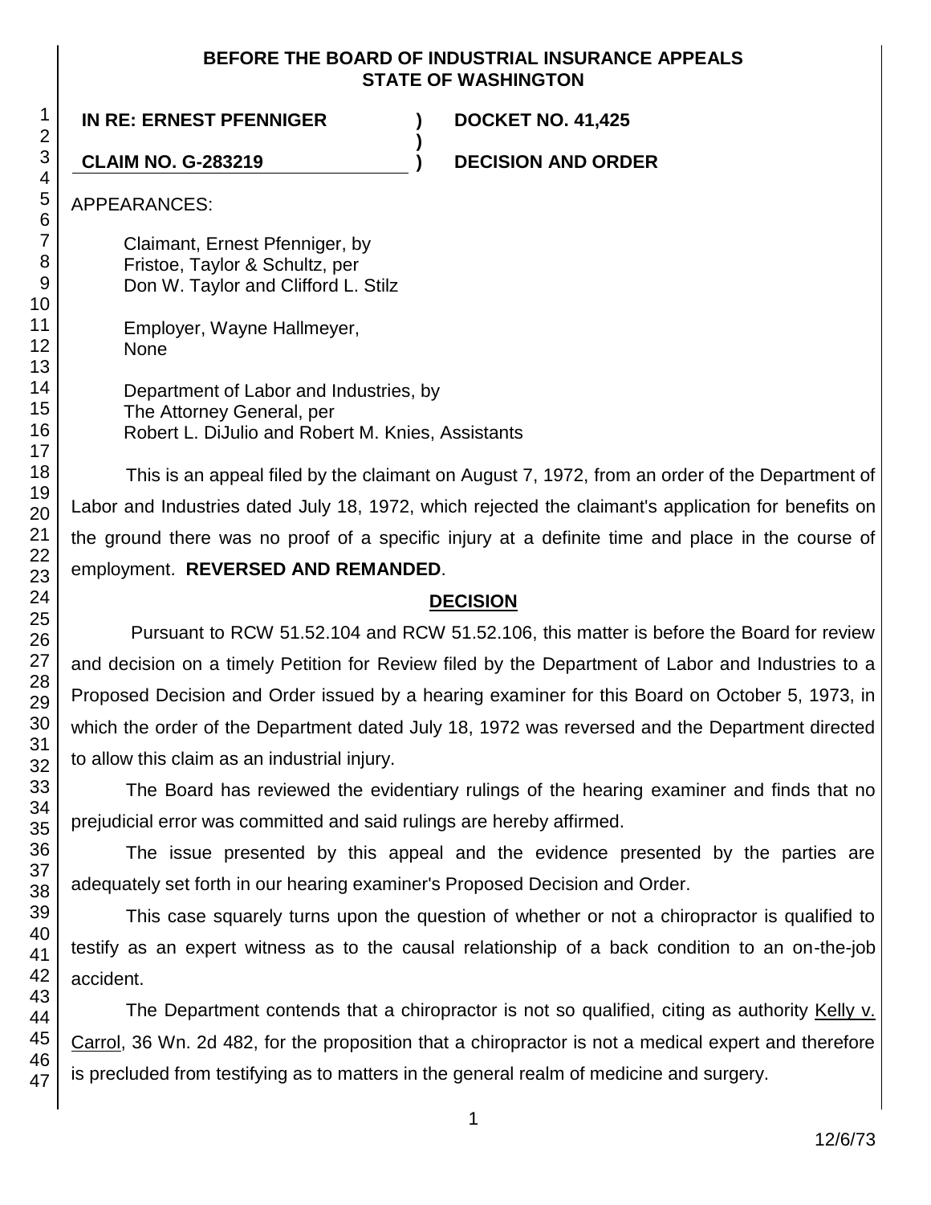**BEFORE THE BOARD OF INDUSTRIAL INSURANCE APPEALS**
**STATE OF WASHINGTON**

| | | |
|---|---|---|
| **IN RE: ERNEST PFENNIGER** | **)** | **DOCKET NO. 41,425** |
| | **)** | |
| **CLAIM NO. G-283219** | **)** | **DECISION AND ORDER** |

APPEARANCES:

Claimant, Ernest Pfenniger, by
Fristoe, Taylor & Schultz, per
Don W. Taylor and Clifford L. Stilz

Employer, Wayne Hallmeyer,
None

Department of Labor and Industries, by
The Attorney General, per
Robert L. DiJulio and Robert M. Knies, Assistants

This is an appeal filed by the claimant on August 7, 1972, from an order of the Department of Labor and Industries dated July 18, 1972, which rejected the claimant's application for benefits on the ground there was no proof of a specific injury at a definite time and place in the course of employment. **REVERSED AND REMANDED**.

## DECISION

Pursuant to RCW 51.52.104 and RCW 51.52.106, this matter is before the Board for review and decision on a timely Petition for Review filed by the Department of Labor and Industries to a Proposed Decision and Order issued by a hearing examiner for this Board on October 5, 1973, in which the order of the Department dated July 18, 1972 was reversed and the Department directed to allow this claim as an industrial injury.

The Board has reviewed the evidentiary rulings of the hearing examiner and finds that no prejudicial error was committed and said rulings are hereby affirmed.

The issue presented by this appeal and the evidence presented by the parties are adequately set forth in our hearing examiner's Proposed Decision and Order.

This case squarely turns upon the question of whether or not a chiropractor is qualified to testify as an expert witness as to the causal relationship of a back condition to an on-the-job accident.

The Department contends that a chiropractor is not so qualified, citing as authority Kelly v. Carrol, 36 Wn. 2d 482, for the proposition that a chiropractor is not a medical expert and therefore is precluded from testifying as to matters in the general realm of medicine and surgery.

12/6/73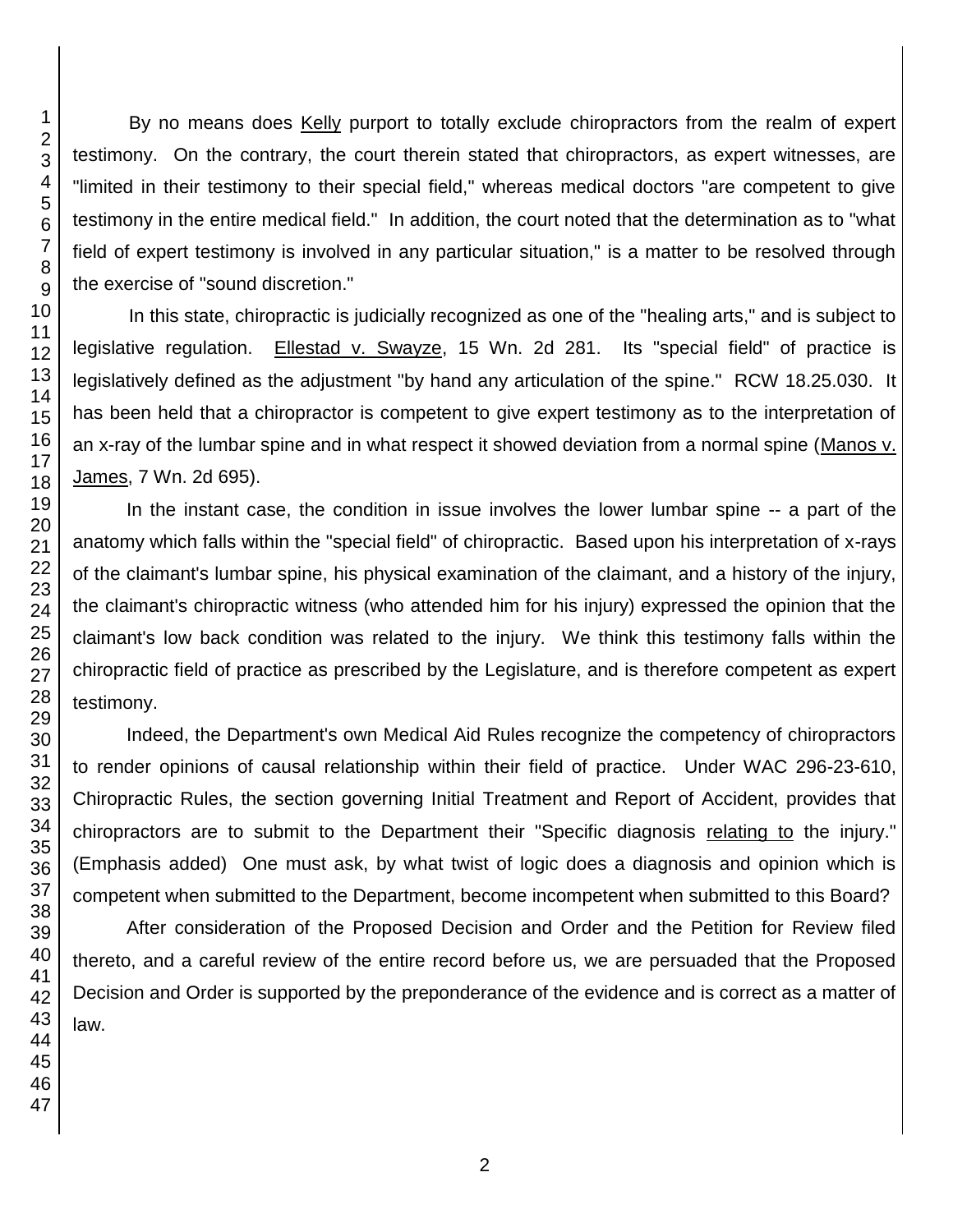By no means does Kelly purport to totally exclude chiropractors from the realm of expert testimony. On the contrary, the court therein stated that chiropractors, as expert witnesses, are "limited in their testimony to their special field," whereas medical doctors "are competent to give testimony in the entire medical field." In addition, the court noted that the determination as to "what field of expert testimony is involved in any particular situation," is a matter to be resolved through the exercise of "sound discretion."

In this state, chiropractic is judicially recognized as one of the "healing arts," and is subject to legislative regulation. Ellestad v. Swayze, 15 Wn. 2d 281. Its "special field" of practice is legislatively defined as the adjustment "by hand any articulation of the spine." RCW 18.25.030. It has been held that a chiropractor is competent to give expert testimony as to the interpretation of an x-ray of the lumbar spine and in what respect it showed deviation from a normal spine (Manos v. James, 7 Wn. 2d 695).

In the instant case, the condition in issue involves the lower lumbar spine -- a part of the anatomy which falls within the "special field" of chiropractic. Based upon his interpretation of x-rays of the claimant's lumbar spine, his physical examination of the claimant, and a history of the injury, the claimant's chiropractic witness (who attended him for his injury) expressed the opinion that the claimant's low back condition was related to the injury. We think this testimony falls within the chiropractic field of practice as prescribed by the Legislature, and is therefore competent as expert testimony.

Indeed, the Department's own Medical Aid Rules recognize the competency of chiropractors to render opinions of causal relationship within their field of practice. Under WAC 296-23-610, Chiropractic Rules, the section governing Initial Treatment and Report of Accident, provides that chiropractors are to submit to the Department their "Specific diagnosis relating to the injury." (Emphasis added) One must ask, by what twist of logic does a diagnosis and opinion which is competent when submitted to the Department, become incompetent when submitted to this Board?

After consideration of the Proposed Decision and Order and the Petition for Review filed thereto, and a careful review of the entire record before us, we are persuaded that the Proposed Decision and Order is supported by the preponderance of the evidence and is correct as a matter of law.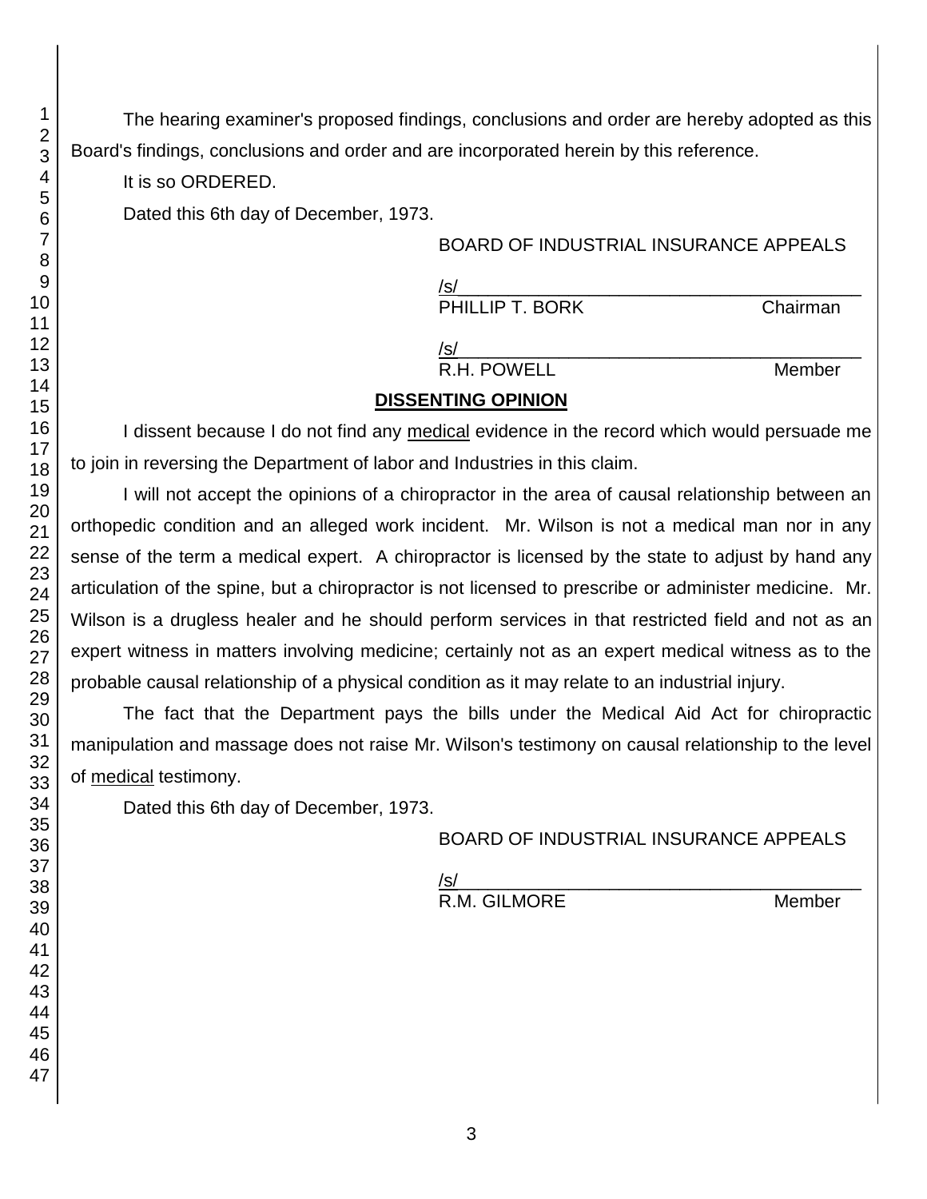The hearing examiner's proposed findings, conclusions and order are hereby adopted as this Board's findings, conclusions and order and are incorporated herein by this reference.

It is so ORDERED.

Dated this 6th day of December, 1973.

BOARD OF INDUSTRIAL INSURANCE APPEALS

/s/
PHILLIP T. BORK Chairman

/s/
R.H. POWELL Member

**DISSENTING OPINION**

I dissent because I do not find any medical evidence in the record which would persuade me to join in reversing the Department of labor and Industries in this claim.

I will not accept the opinions of a chiropractor in the area of causal relationship between an orthopedic condition and an alleged work incident. Mr. Wilson is not a medical man nor in any sense of the term a medical expert. A chiropractor is licensed by the state to adjust by hand any articulation of the spine, but a chiropractor is not licensed to prescribe or administer medicine. Mr. Wilson is a drugless healer and he should perform services in that restricted field and not as an expert witness in matters involving medicine; certainly not as an expert medical witness as to the probable causal relationship of a physical condition as it may relate to an industrial injury.

The fact that the Department pays the bills under the Medical Aid Act for chiropractic manipulation and massage does not raise Mr. Wilson's testimony on causal relationship to the level of medical testimony.

Dated this 6th day of December, 1973.

BOARD OF INDUSTRIAL INSURANCE APPEALS

/s/
R.M. GILMORE Member